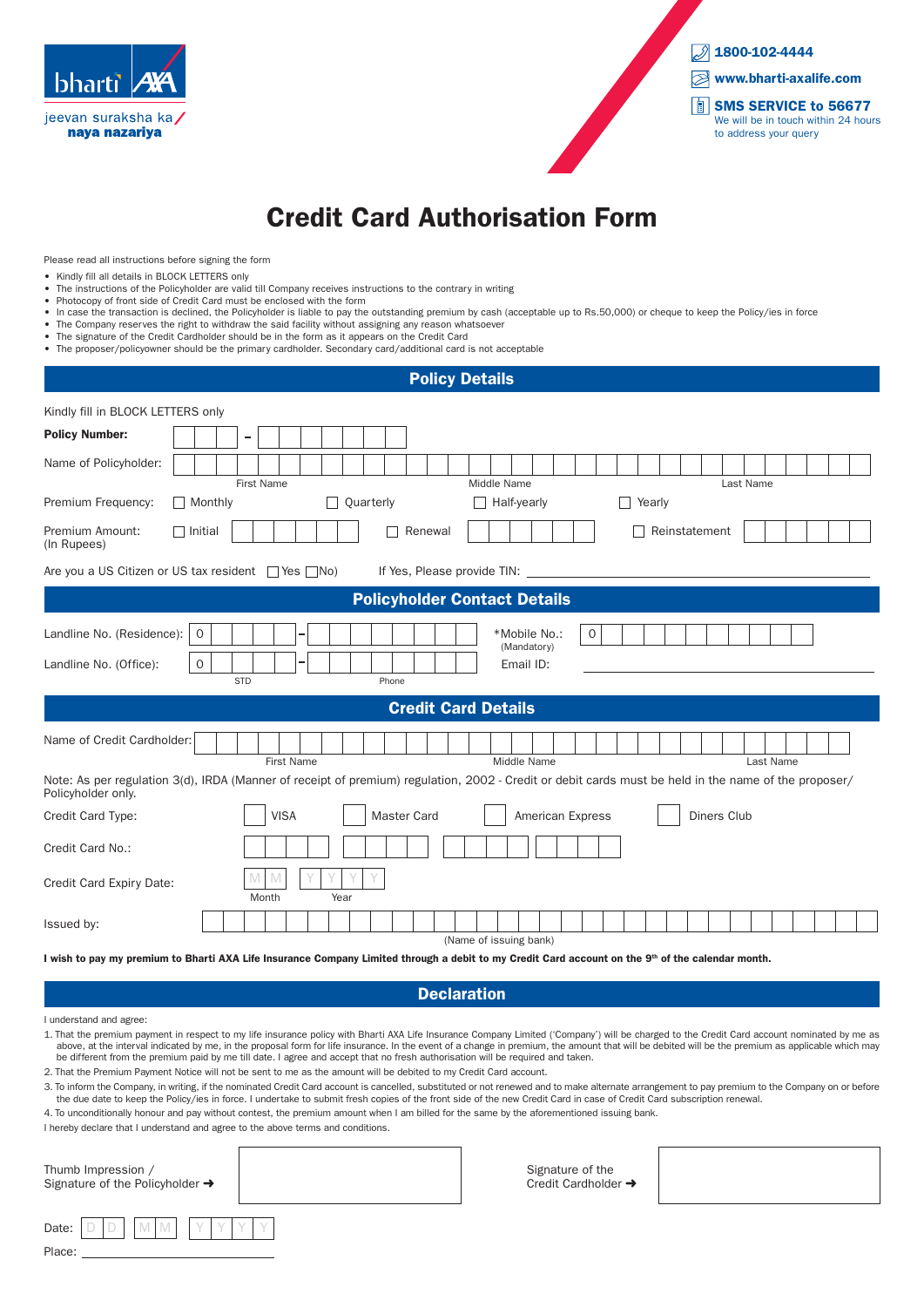bharti AXA

jeevan suraksha ka
**naya nazariya**

1800-102-4444

www.bharti-axalife.com

**SMS SERVICE to 56677**
We will be in touch within 24 hours to address your query

# Credit Card Authorisation Form

Please read all instructions before signing the form

- Kindly fill all details in BLOCK LETTERS only
- The instructions of the Policyholder are valid till Company receives instructions to the contrary in writing
- Photocopy of front side of Credit Card must be enclosed with the form
- In case the transaction is declined, the Policyholder is liable to pay the outstanding premium by cash (acceptable up to Rs.50,000) or cheque to keep the Policy/ies in force
- The Company reserves the right to withdraw the said facility without assigning any reason whatsoever
- The signature of the Credit Cardholder should be in the form as it appears on the Credit Card
- The proposer/policyowner should be the primary cardholder. Secondary card/additional card is not acceptable

## Policy Details

Kindly fill in BLOCK LETTERS only

**Policy Number:** ______ - ______

Name of Policyholder: ______ First Name ______ Middle Name ______ Last Name

Premium Frequency: ☐ Monthly ☐ Quarterly ☐ Half-yearly ☐ Yearly

Premium Amount: (In Rupees) ☐ Initial ______ ☐ Renewal ______ ☐ Reinstatement ______

Are you a US Citizen or US tax resident ☐ Yes ☐ No) If Yes, Please provide TIN: ______

## Policyholder Contact Details

Landline No. (Residence): 0 ______ - ______

*Mobile No.: (Mandatory) 0 ______

Landline No. (Office): 0 ______ - ______
STD Phone

Email ID: ______

## Credit Card Details

Name of Credit Cardholder: ______ First Name ______ Middle Name ______ Last Name

Note: As per regulation 3(d), IRDA (Manner of receipt of premium) regulation, 2002 - Credit or debit cards must be held in the name of the proposer/ Policyholder only.

Credit Card Type: ☐ VISA ☐ Master Card ☐ American Express ☐ Diners Club

Credit Card No.: ______ ______ ______ ______

Credit Card Expiry Date: M M (Month) Y Y Y Y (Year)

Issued by: ______ (Name of issuing bank)

**I wish to pay my premium to Bharti AXA Life Insurance Company Limited through a debit to my Credit Card account on the 9th of the calendar month.**

## Declaration

I understand and agree:

1. That the premium payment in respect to my life insurance policy with Bharti AXA Life Insurance Company Limited ('Company') will be charged to the Credit Card account nominated by me as above, at the interval indicated by me, in the proposal form for life insurance. In the event of a change in premium, the amount that will be debited will be the premium as applicable which may be different from the premium paid by me till date. I agree and accept that no fresh authorisation will be required and taken.
2. That the Premium Payment Notice will not be sent to me as the amount will be debited to my Credit Card account.
3. To inform the Company, in writing, if the nominated Credit Card account is cancelled, substituted or not renewed and to make alternate arrangement to pay premium to the Company on or before the due date to keep the Policy/ies in force. I undertake to submit fresh copies of the front side of the new Credit Card in case of Credit Card subscription renewal.
4. To unconditionally honour and pay without contest, the premium amount when I am billed for the same by the aforementioned issuing bank.

I hereby declare that I understand and agree to the above terms and conditions.

Thumb Impression / Signature of the Policyholder ➜ ______

Signature of the Credit Cardholder ➜ ______

Date: D D M M Y Y Y Y

Place: ______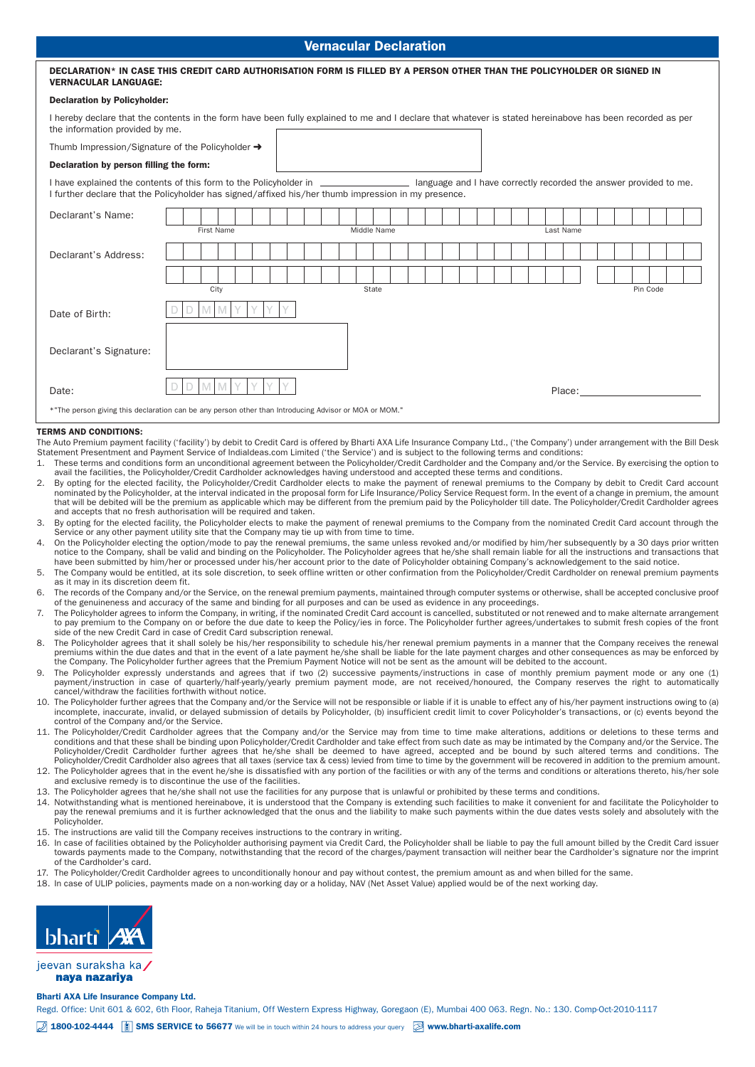## Vernacular Declaration

**DECLARATION* IN CASE THIS CREDIT CARD AUTHORISATION FORM IS FILLED BY A PERSON OTHER THAN THE POLICYHOLDER OR SIGNED IN VERNACULAR LANGUAGE:**

**Declaration by Policyholder:**

I hereby declare that the contents in the form have been fully explained to me and I declare that whatever is stated hereinabove has been recorded as per the information provided by me.

Thumb Impression/Signature of the Policyholder ➜

**Declaration by person filling the form:**

I have explained the contents of this form to the Policyholder in ________________ language and I have correctly recorded the answer provided to me. I further declare that the Policyholder has signed/affixed his/her thumb impression in my presence.

Declarant's Name: First Name / Middle Name / Last Name

Declarant's Address:

City / State / Pin Code

Date of Birth: DDMMYYYY

Declarant's Signature:

Date: DDMMYYYY

Place: ____________________

*"The person giving this declaration can be any person other than Introducing Advisor or MOA or MOM."

**TERMS AND CONDITIONS:**

The Auto Premium payment facility ('facility') by debit to Credit Card is offered by Bharti AXA Life Insurance Company Ltd., ('the Company') under arrangement with the Bill Desk Statement Presentment and Payment Service of Indiaideas.com Limited ('the Service') and is subject to the following terms and conditions:

1. These terms and conditions form an unconditional agreement between the Policyholder/Credit Cardholder and the Company and/or the Service. By exercising the option to avail the facilities, the Policyholder/Credit Cardholder acknowledges having understood and accepted these terms and conditions.
2. By opting for the elected facility, the Policyholder/Credit Cardholder elects to make the payment of renewal premiums to the Company by debit to Credit Card account nominated by the Policyholder, at the interval indicated in the proposal form for Life Insurance/Policy Service Request form. In the event of a change in premium, the amount that will be debited will be the premium as applicable which may be different from the premium paid by the Policyholder till date. The Policyholder/Credit Cardholder agrees and accepts that no fresh authorisation will be required and taken.
3. By opting for the elected facility, the Policyholder elects to make the payment of renewal premiums to the Company from the nominated Credit Card account through the Service or any other payment utility site that the Company may tie up with from time to time.
4. On the Policyholder electing the option/mode to pay the renewal premiums, the same unless revoked and/or modified by him/her subsequently by a 30 days prior written notice to the Company, shall be valid and binding on the Policyholder. The Policyholder agrees that he/she shall remain liable for all the instructions and transactions that have been submitted by him/her or processed under his/her account prior to the date of Policyholder obtaining Company's acknowledgement to the said notice.
5. The Company would be entitled, at its sole discretion, to seek offline written or other confirmation from the Policyholder/Credit Cardholder on renewal premium payments as it may in its discretion deem fit.
6. The records of the Company and/or the Service, on the renewal premium payments, maintained through computer systems or otherwise, shall be accepted conclusive proof of the genuineness and accuracy of the same and binding for all purposes and can be used as evidence in any proceedings.
7. The Policyholder agrees to inform the Company, in writing, if the nominated Credit Card account is cancelled, substituted or not renewed and to make alternate arrangement to pay premium to the Company on or before the due date to keep the Policy/ies in force. The Policyholder further agrees/undertakes to submit fresh copies of the front side of the new Credit Card in case of Credit Card subscription renewal.
8. The Policyholder agrees that it shall solely be his/her responsibility to schedule his/her renewal premium payments in a manner that the Company receives the renewal premiums within the due dates and that in the event of a late payment he/she shall be liable for the late payment charges and other consequences as may be enforced by the Company. The Policyholder further agrees that the Premium Payment Notice will not be sent as the amount will be debited to the account.
9. The Policyholder expressly understands and agrees that if two (2) successive payments/instructions in case of monthly premium payment mode or any one (1) payment/instruction in case of quarterly/half-yearly/yearly premium payment mode, are not received/honoured, the Company reserves the right to automatically cancel/withdraw the facilities forthwith without notice.
10. The Policyholder further agrees that the Company and/or the Service will not be responsible or liable if it is unable to effect any of his/her payment instructions owing to (a) incomplete, inaccurate, invalid, or delayed submission of details by Policyholder, (b) insufficient credit limit to cover Policyholder's transactions, or (c) events beyond the control of the Company and/or the Service.
11. The Policyholder/Credit Cardholder agrees that the Company and/or the Service may from time to time make alterations, additions or deletions to these terms and conditions and that these shall be binding upon Policyholder/Credit Cardholder and take effect from such date as may be intimated by the Company and/or the Service. The Policyholder/Credit Cardholder further agrees that he/she shall be deemed to have agreed, accepted and be bound by such altered terms and conditions. The Policyholder/Credit Cardholder also agrees that all taxes (service tax & cess) levied from time to time by the government will be recovered in addition to the premium amount.
12. The Policyholder agrees that in the event he/she is dissatisfied with any portion of the facilities or with any of the terms and conditions or alterations thereto, his/her sole and exclusive remedy is to discontinue the use of the facilities.
13. The Policyholder agrees that he/she shall not use the facilities for any purpose that is unlawful or prohibited by these terms and conditions.
14. Notwithstanding what is mentioned hereinabove, it is understood that the Company is extending such facilities to make it convenient for and facilitate the Policyholder to pay the renewal premiums and it is further acknowledged that the onus and the liability to make such payments within the due dates vests solely and absolutely with the Policyholder.
15. The instructions are valid till the Company receives instructions to the contrary in writing.
16. In case of facilities obtained by the Policyholder authorising payment via Credit Card, the Policyholder shall be liable to pay the full amount billed by the Credit Card issuer towards payments made to the Company, notwithstanding that the record of the charges/payment transaction will neither bear the Cardholder's signature nor the imprint of the Cardholder's card.
17. The Policyholder/Credit Cardholder agrees to unconditionally honour and pay without contest, the premium amount as and when billed for the same.
18. In case of ULIP policies, payments made on a non-working day or a holiday, NAV (Net Asset Value) applied would be of the next working day.

bharti AXA

jeevan suraksha ka **naya nazariya**

**Bharti AXA Life Insurance Company Ltd.**

Regd. Office: Unit 601 & 602, 6th Floor, Raheja Titanium, Off Western Express Highway, Goregaon (E), Mumbai 400 063. Regn. No.: 130. Comp-Oct-2010-1117

**1800-102-4444** **SMS SERVICE to 56677** We will be in touch within 24 hours to address your query **www.bharti-axalife.com**